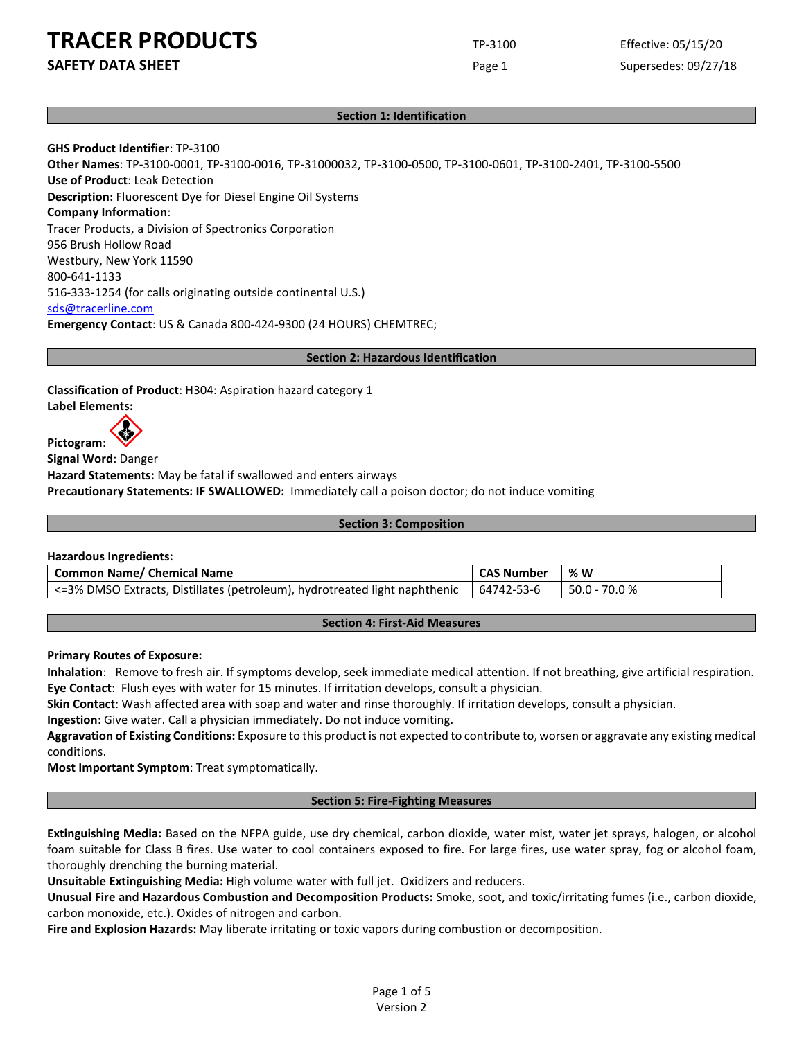# TRACER PRODUCTS

**SAFETY DATA SHEET**

TP-3100

Effective: 05/15/20

Supersedes: 09/27/18

## Section 1: Identification

**GHS Product Identifier**: TP-3100
**Other Names**: TP-3100-0001, TP-3100-0016, TP-31000032, TP-3100-0500, TP-3100-0601, TP-3100-2401, TP-3100-5500
**Use of Product**: Leak Detection
**Description:** Fluorescent Dye for Diesel Engine Oil Systems
**Company Information**:
Tracer Products, a Division of Spectronics Corporation
956 Brush Hollow Road
Westbury, New York 11590
800-641-1133
516-333-1254 (for calls originating outside continental U.S.)
sds@tracerline.com
**Emergency Contact**: US & Canada 800-424-9300 (24 HOURS) CHEMTREC;

## Section 2: Hazardous Identification

**Classification of Product**: H304: Aspiration hazard category 1
**Label Elements:**
**Pictogram**:
**Signal Word**: Danger
**Hazard Statements:** May be fatal if swallowed and enters airways
**Precautionary Statements: IF SWALLOWED:** Immediately call a poison doctor; do not induce vomiting

## Section 3: Composition

**Hazardous Ingredients:**

| Common Name/ Chemical Name | CAS Number | % W |
|---|---|---|
| <=3% DMSO Extracts, Distillates (petroleum), hydrotreated light naphthenic | 64742-53-6 | 50.0 - 70.0 % |

## Section 4: First-Aid Measures

**Primary Routes of Exposure:**
**Inhalation**: Remove to fresh air. If symptoms develop, seek immediate medical attention. If not breathing, give artificial respiration.
**Eye Contact**: Flush eyes with water for 15 minutes. If irritation develops, consult a physician.
**Skin Contact**: Wash affected area with soap and water and rinse thoroughly. If irritation develops, consult a physician.
**Ingestion**: Give water. Call a physician immediately. Do not induce vomiting.
**Aggravation of Existing Conditions:** Exposure to this product is not expected to contribute to, worsen or aggravate any existing medical conditions.
**Most Important Symptom**: Treat symptomatically.

## Section 5: Fire-Fighting Measures

**Extinguishing Media:** Based on the NFPA guide, use dry chemical, carbon dioxide, water mist, water jet sprays, halogen, or alcohol foam suitable for Class B fires. Use water to cool containers exposed to fire. For large fires, use water spray, fog or alcohol foam, thoroughly drenching the burning material.
**Unsuitable Extinguishing Media:** High volume water with full jet. Oxidizers and reducers.
**Unusual Fire and Hazardous Combustion and Decomposition Products:** Smoke, soot, and toxic/irritating fumes (i.e., carbon dioxide, carbon monoxide, etc.). Oxides of nitrogen and carbon.
**Fire and Explosion Hazards:** May liberate irritating or toxic vapors during combustion or decomposition.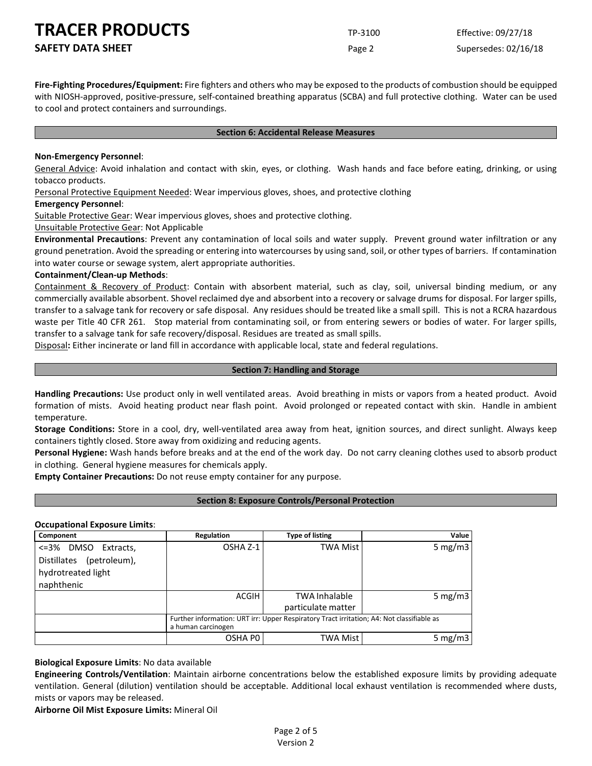**Fire-Fighting Procedures/Equipment:** Fire fighters and others who may be exposed to the products of combustion should be equipped with NIOSH-approved, positive-pressure, self-contained breathing apparatus (SCBA) and full protective clothing. Water can be used to cool and protect containers and surroundings.

## Section 6: Accidental Release Measures

**Non-Emergency Personnel**:

General Advice: Avoid inhalation and contact with skin, eyes, or clothing. Wash hands and face before eating, drinking, or using tobacco products.

Personal Protective Equipment Needed: Wear impervious gloves, shoes, and protective clothing

**Emergency Personnel**:

Suitable Protective Gear: Wear impervious gloves, shoes and protective clothing.

Unsuitable Protective Gear: Not Applicable

**Environmental Precautions**: Prevent any contamination of local soils and water supply. Prevent ground water infiltration or any ground penetration. Avoid the spreading or entering into watercourses by using sand, soil, or other types of barriers. If contamination into water course or sewage system, alert appropriate authorities.

**Containment/Clean-up Methods**:

Containment & Recovery of Product: Contain with absorbent material, such as clay, soil, universal binding medium, or any commercially available absorbent. Shovel reclaimed dye and absorbent into a recovery or salvage drums for disposal. For larger spills, transfer to a salvage tank for recovery or safe disposal. Any residues should be treated like a small spill. This is not a RCRA hazardous waste per Title 40 CFR 261. Stop material from contaminating soil, or from entering sewers or bodies of water. For larger spills, transfer to a salvage tank for safe recovery/disposal. Residues are treated as small spills.

Disposal**:** Either incinerate or land fill in accordance with applicable local, state and federal regulations.

## Section 7: Handling and Storage

**Handling Precautions:** Use product only in well ventilated areas. Avoid breathing in mists or vapors from a heated product. Avoid formation of mists. Avoid heating product near flash point. Avoid prolonged or repeated contact with skin. Handle in ambient temperature.

**Storage Conditions:** Store in a cool, dry, well-ventilated area away from heat, ignition sources, and direct sunlight. Always keep containers tightly closed. Store away from oxidizing and reducing agents.

**Personal Hygiene:** Wash hands before breaks and at the end of the work day. Do not carry cleaning clothes used to absorb product in clothing. General hygiene measures for chemicals apply.

**Empty Container Precautions:** Do not reuse empty container for any purpose.

## Section 8: Exposure Controls/Personal Protection

**Occupational Exposure Limits**:

| Component | Regulation | Type of listing | Value |
|---|---|---|---|
| <=3% DMSO Extracts, Distillates (petroleum), hydrotreated light naphthenic | OSHA Z-1 | TWA Mist | 5 mg/m3 |
| | ACGIH | TWA Inhalable particulate matter | 5 mg/m3 |
| | Further information: URT irr: Upper Respiratory Tract irritation; A4: Not classifiable as a human carcinogen | | |
| | OSHA P0 | TWA Mist | 5 mg/m3 |

**Biological Exposure Limits**: No data available

**Engineering Controls/Ventilation**: Maintain airborne concentrations below the established exposure limits by providing adequate ventilation. General (dilution) ventilation should be acceptable. Additional local exhaust ventilation is recommended where dusts, mists or vapors may be released.

**Airborne Oil Mist Exposure Limits:** Mineral Oil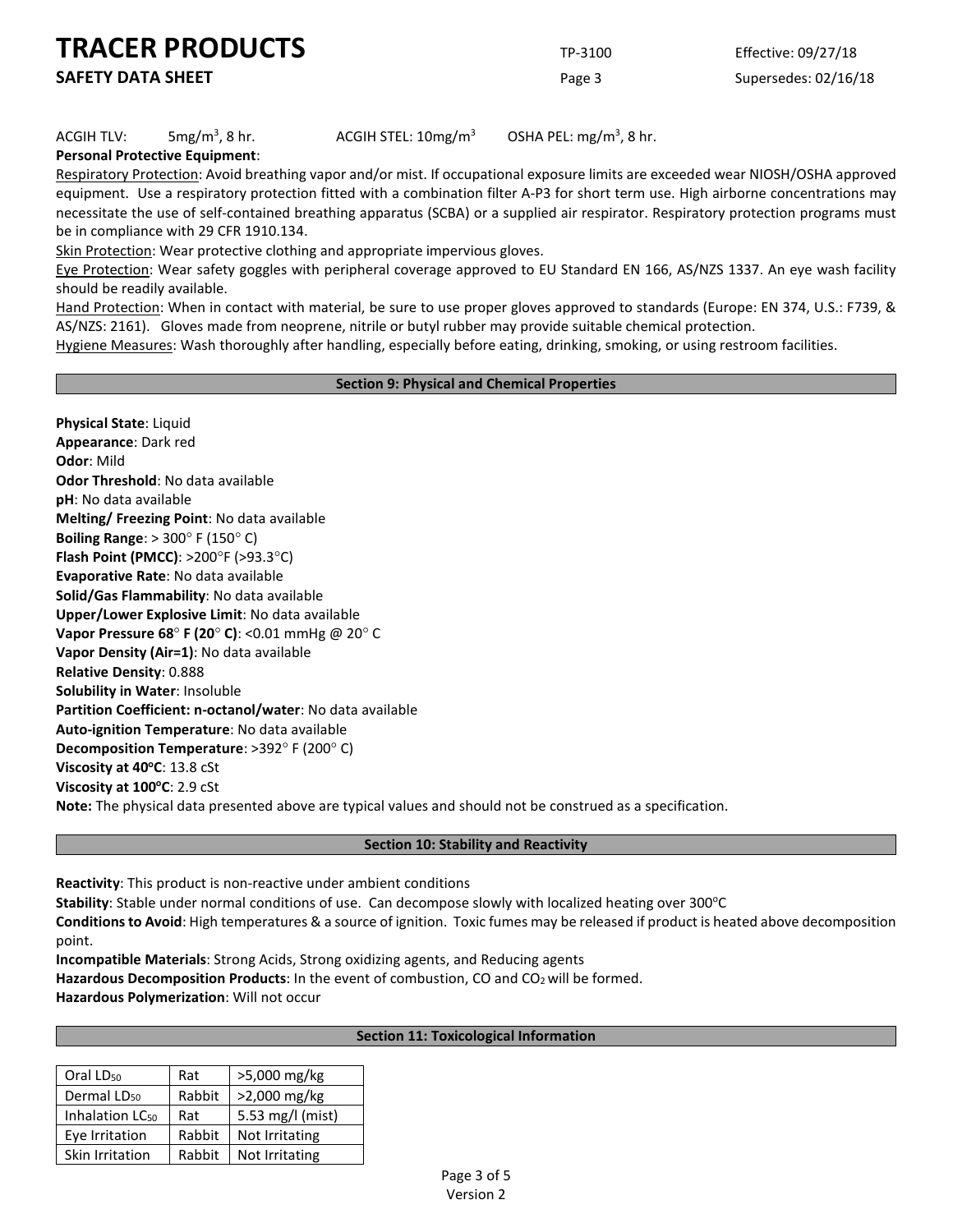ACGIH TLV: 5mg/m$^3$, 8 hr. ACGIH STEL: 10mg/m$^3$ OSHA PEL: mg/m$^3$, 8 hr.

**Personal Protective Equipment**:

Respiratory Protection: Avoid breathing vapor and/or mist. If occupational exposure limits are exceeded wear NIOSH/OSHA approved equipment. Use a respiratory protection fitted with a combination filter A-P3 for short term use. High airborne concentrations may necessitate the use of self-contained breathing apparatus (SCBA) or a supplied air respirator. Respiratory protection programs must be in compliance with 29 CFR 1910.134.

Skin Protection: Wear protective clothing and appropriate impervious gloves.

Eye Protection: Wear safety goggles with peripheral coverage approved to EU Standard EN 166, AS/NZS 1337. An eye wash facility should be readily available.

Hand Protection: When in contact with material, be sure to use proper gloves approved to standards (Europe: EN 374, U.S.: F739, & AS/NZS: 2161). Gloves made from neoprene, nitrile or butyl rubber may provide suitable chemical protection.

Hygiene Measures: Wash thoroughly after handling, especially before eating, drinking, smoking, or using restroom facilities.

## Section 9: Physical and Chemical Properties

**Physical State**: Liquid
**Appearance**: Dark red
**Odor**: Mild
**Odor Threshold**: No data available
**pH**: No data available
**Melting/ Freezing Point**: No data available
**Boiling Range**: > 300° F (150° C)
**Flash Point (PMCC)**: >200°F (>93.3°C)
**Evaporative Rate**: No data available
**Solid/Gas Flammability**: No data available
**Upper/Lower Explosive Limit**: No data available
**Vapor Pressure 68° F (20° C)**: <0.01 mmHg @ 20° C
**Vapor Density (Air=1)**: No data available
**Relative Density**: 0.888
**Solubility in Water**: Insoluble
**Partition Coefficient: n-octanol/water**: No data available
**Auto-ignition Temperature**: No data available
**Decomposition Temperature**: >392° F (200° C)
**Viscosity at 40°C**: 13.8 cSt
**Viscosity at 100°C**: 2.9 cSt
**Note:** The physical data presented above are typical values and should not be construed as a specification.

## Section 10: Stability and Reactivity

**Reactivity**: This product is non-reactive under ambient conditions
**Stability**: Stable under normal conditions of use. Can decompose slowly with localized heating over 300°C
**Conditions to Avoid**: High temperatures & a source of ignition. Toxic fumes may be released if product is heated above decomposition point.
**Incompatible Materials**: Strong Acids, Strong oxidizing agents, and Reducing agents
**Hazardous Decomposition Products**: In the event of combustion, CO and $CO_2$ will be formed.
**Hazardous Polymerization**: Will not occur

## Section 11: Toxicological Information

| | | |
|---|---|---|
| Oral $LD_{50}$ | Rat | >5,000 mg/kg |
| Dermal $LD_{50}$ | Rabbit | >2,000 mg/kg |
| Inhalation $LC_{50}$ | Rat | 5.53 mg/l (mist) |
| Eye Irritation | Rabbit | Not Irritating |
| Skin Irritation | Rabbit | Not Irritating |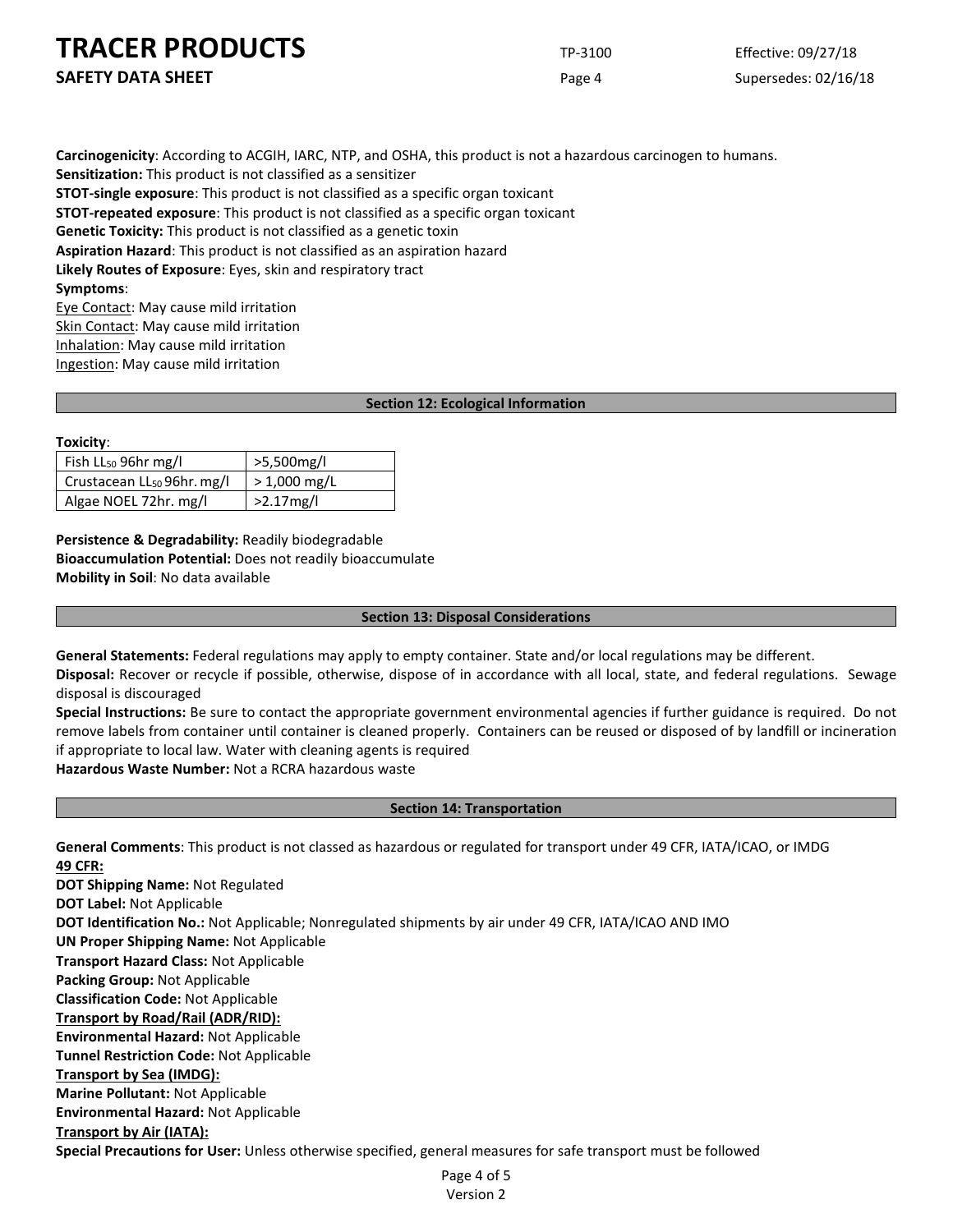**Carcinogenicity**: According to ACGIH, IARC, NTP, and OSHA, this product is not a hazardous carcinogen to humans.
**Sensitization:** This product is not classified as a sensitizer
**STOT-single exposure**: This product is not classified as a specific organ toxicant
**STOT-repeated exposure**: This product is not classified as a specific organ toxicant
**Genetic Toxicity:** This product is not classified as a genetic toxin
**Aspiration Hazard**: This product is not classified as an aspiration hazard
**Likely Routes of Exposure**: Eyes, skin and respiratory tract
**Symptoms**:
Eye Contact: May cause mild irritation
Skin Contact: May cause mild irritation
Inhalation: May cause mild irritation
Ingestion: May cause mild irritation

## Section 12: Ecological Information

**Toxicity**:

| Fish $LL_{50}$ 96hr mg/l | >5,500mg/l |
|---|---|
| Crustacean $LL_{50}$ 96hr. mg/l | > 1,000 mg/L |
| Algae NOEL 72hr. mg/l | >2.17mg/l |

**Persistence & Degradability:** Readily biodegradable
**Bioaccumulation Potential:** Does not readily bioaccumulate
**Mobility in Soil**: No data available

## Section 13: Disposal Considerations

**General Statements:** Federal regulations may apply to empty container. State and/or local regulations may be different.
**Disposal:** Recover or recycle if possible, otherwise, dispose of in accordance with all local, state, and federal regulations. Sewage disposal is discouraged
**Special Instructions:** Be sure to contact the appropriate government environmental agencies if further guidance is required. Do not remove labels from container until container is cleaned properly. Containers can be reused or disposed of by landfill or incineration if appropriate to local law. Water with cleaning agents is required
**Hazardous Waste Number:** Not a RCRA hazardous waste

## Section 14: Transportation

**General Comments**: This product is not classed as hazardous or regulated for transport under 49 CFR, IATA/ICAO, or IMDG
**49 CFR:**
**DOT Shipping Name:** Not Regulated
**DOT Label:** Not Applicable
**DOT Identification No.:** Not Applicable; Nonregulated shipments by air under 49 CFR, IATA/ICAO AND IMO
**UN Proper Shipping Name:** Not Applicable
**Transport Hazard Class:** Not Applicable
**Packing Group:** Not Applicable
**Classification Code:** Not Applicable
**Transport by Road/Rail (ADR/RID):**
**Environmental Hazard:** Not Applicable
**Tunnel Restriction Code:** Not Applicable
**Transport by Sea (IMDG):**
**Marine Pollutant:** Not Applicable
**Environmental Hazard:** Not Applicable
**Transport by Air (IATA):**
**Special Precautions for User:** Unless otherwise specified, general measures for safe transport must be followed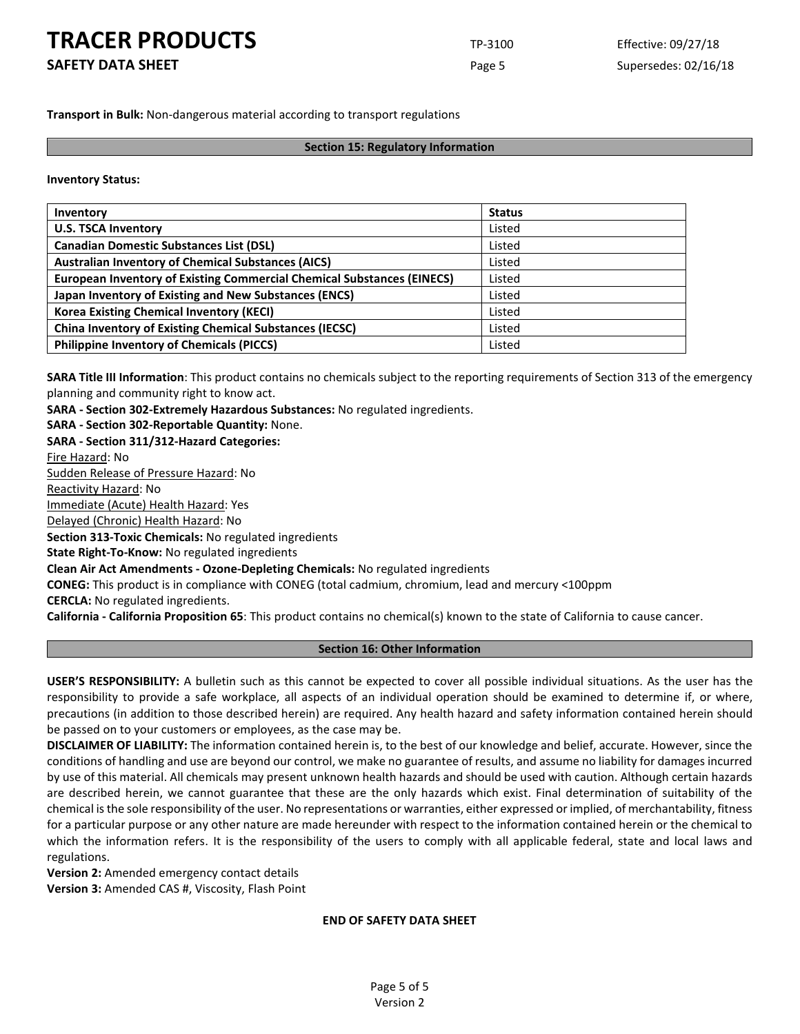**Transport in Bulk:** Non-dangerous material according to transport regulations

## Section 15: Regulatory Information

**Inventory Status:**

| Inventory | Status |
|---|---|
| **U.S. TSCA Inventory** | Listed |
| **Canadian Domestic Substances List (DSL)** | Listed |
| **Australian Inventory of Chemical Substances (AICS)** | Listed |
| **European Inventory of Existing Commercial Chemical Substances (EINECS)** | Listed |
| **Japan Inventory of Existing and New Substances (ENCS)** | Listed |
| **Korea Existing Chemical Inventory (KECI)** | Listed |
| **China Inventory of Existing Chemical Substances (IECSC)** | Listed |
| **Philippine Inventory of Chemicals (PICCS)** | Listed |

**SARA Title III Information**: This product contains no chemicals subject to the reporting requirements of Section 313 of the emergency planning and community right to know act.

**SARA - Section 302-Extremely Hazardous Substances:** No regulated ingredients.

**SARA - Section 302-Reportable Quantity:** None.

**SARA - Section 311/312-Hazard Categories:**

Fire Hazard: No

Sudden Release of Pressure Hazard: No

Reactivity Hazard: No

Immediate (Acute) Health Hazard: Yes

Delayed (Chronic) Health Hazard: No

**Section 313-Toxic Chemicals:** No regulated ingredients

**State Right-To-Know:** No regulated ingredients

**Clean Air Act Amendments - Ozone-Depleting Chemicals:** No regulated ingredients

**CONEG:** This product is in compliance with CONEG (total cadmium, chromium, lead and mercury <100ppm

**CERCLA:** No regulated ingredients.

**California - California Proposition 65**: This product contains no chemical(s) known to the state of California to cause cancer.

## Section 16: Other Information

**USER'S RESPONSIBILITY:** A bulletin such as this cannot be expected to cover all possible individual situations. As the user has the responsibility to provide a safe workplace, all aspects of an individual operation should be examined to determine if, or where, precautions (in addition to those described herein) are required. Any health hazard and safety information contained herein should be passed on to your customers or employees, as the case may be.

**DISCLAIMER OF LIABILITY:** The information contained herein is, to the best of our knowledge and belief, accurate. However, since the conditions of handling and use are beyond our control, we make no guarantee of results, and assume no liability for damages incurred by use of this material. All chemicals may present unknown health hazards and should be used with caution. Although certain hazards are described herein, we cannot guarantee that these are the only hazards which exist. Final determination of suitability of the chemical is the sole responsibility of the user. No representations or warranties, either expressed or implied, of merchantability, fitness for a particular purpose or any other nature are made hereunder with respect to the information contained herein or the chemical to which the information refers. It is the responsibility of the users to comply with all applicable federal, state and local laws and regulations.

**Version 2:** Amended emergency contact details

**Version 3:** Amended CAS #, Viscosity, Flash Point

**END OF SAFETY DATA SHEET**